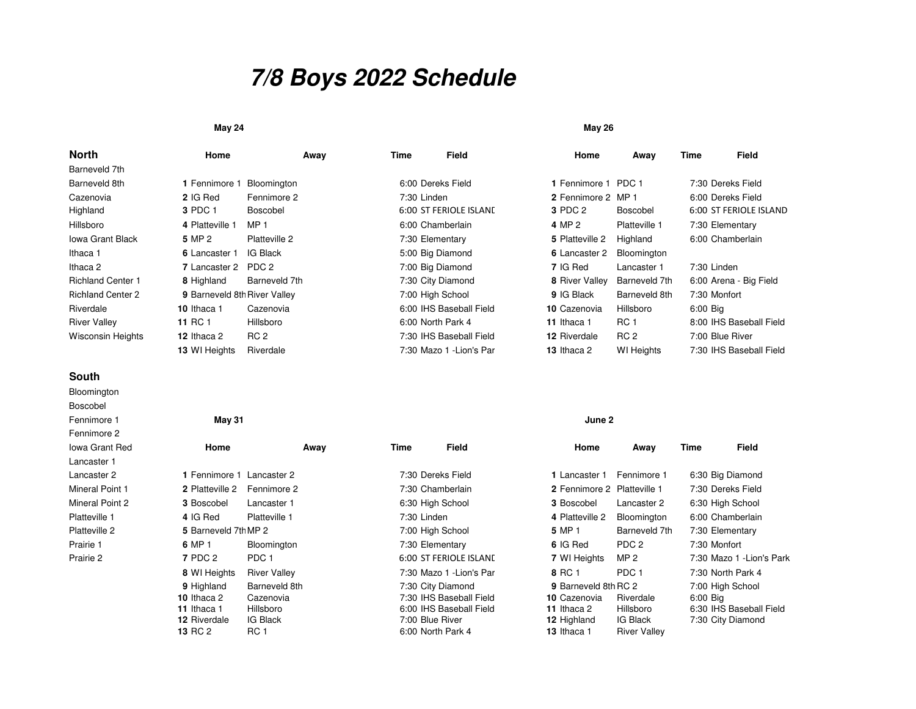# 7/8 Boys 2022 Schedule

## North

- Barneveld 7th
- Barneveld 8th
- Cazenovia
- Highland
- Hillsboro
- Iowa Grant Black
- Ithaca 1
- Ithaca 2
- Richland Center 1
- Richland Center 2
- Riverdale
- River Valley
- Wisconsin Heights

## South

- Bloomington
- Boscobel
- Fennimore 1
- Fennimore 2
- Iowa Grant Red
- Lancaster 1
- Lancaster 2
- Mineral Point 1
- Mineral Point 2
- Platteville 1
- Platteville 2
- Prairie 1
- Prairie 2

### May 24

| | Home | Away | Time | Field |
|---|---|---|---|---|
| 1 | Fennimore 1 | Bloomington | 6:00 | Dereks Field |
| 2 | IG Red | Fennimore 2 | 7:30 | Linden |
| 3 | PDC 1 | Boscobel | 6:00 | ST FERIOLE ISLAND |
| 4 | Platteville 1 | MP 1 | 6:00 | Chamberlain |
| 5 | MP 2 | Platteville 2 | 7:30 | Elementary |
| 6 | Lancaster 1 | IG Black | 5:00 | Big Diamond |
| 7 | Lancaster 2 | PDC 2 | 7:00 | Big Diamond |
| 8 | Highland | Barneveld 7th | 7:30 | City Diamond |
| 9 | Barneveld 8th | River Valley | 7:00 | High School |
| 10 | Ithaca 1 | Cazenovia | 6:00 | IHS Baseball Field |
| 11 | RC 1 | Hillsboro | 6:00 | North Park 4 |
| 12 | Ithaca 2 | RC 2 | 7:30 | IHS Baseball Field |
| 13 | WI Heights | Riverdale | 7:30 | Mazo 1 -Lion's Par |

### May 26

| | Home | Away | Time | Field |
|---|---|---|---|---|
| 1 | Fennimore 1 | PDC 1 | 7:30 | Dereks Field |
| 2 | Fennimore 2 | MP 1 | 6:00 | Dereks Field |
| 3 | PDC 2 | Boscobel | 6:00 | ST FERIOLE ISLAND |
| 4 | MP 2 | Platteville 1 | 7:30 | Elementary |
| 5 | Platteville 2 | Highland | 6:00 | Chamberlain |
| 6 | Lancaster 2 | Bloomington | | |
| 7 | IG Red | Lancaster 1 | 7:30 | Linden |
| 8 | River Valley | Barneveld 7th | 6:00 | Arena - Big Field |
| 9 | IG Black | Barneveld 8th | 7:30 | Monfort |
| 10 | Cazenovia | Hillsboro | 6:00 | Big |
| 11 | Ithaca 1 | RC 1 | 8:00 | IHS Baseball Field |
| 12 | Riverdale | RC 2 | 7:00 | Blue River |
| 13 | Ithaca 2 | WI Heights | 7:30 | IHS Baseball Field |

### May 31

| | Home | Away | Time | Field |
|---|---|---|---|---|
| 1 | Fennimore 1 | Lancaster 2 | 7:30 | Dereks Field |
| 2 | Platteville 2 | Fennimore 2 | 7:30 | Chamberlain |
| 3 | Boscobel | Lancaster 1 | 6:30 | High School |
| 4 | IG Red | Platteville 1 | 7:30 | Linden |
| 5 | Barneveld 7th | MP 2 | 7:00 | High School |
| 6 | MP 1 | Bloomington | 7:30 | Elementary |
| 7 | PDC 2 | PDC 1 | 6:00 | ST FERIOLE ISLAND |
| 8 | WI Heights | River Valley | 7:30 | Mazo 1 -Lion's Par |
| 9 | Highland | Barneveld 8th | 7:30 | City Diamond |
| 10 | Ithaca 2 | Cazenovia | 7:30 | IHS Baseball Field |
| 11 | Ithaca 1 | Hillsboro | 6:00 | IHS Baseball Field |
| 12 | Riverdale | IG Black | 7:00 | Blue River |
| 13 | RC 2 | RC 1 | 6:00 | North Park 4 |

### June 2

| | Home | Away | Time | Field |
|---|---|---|---|---|
| 1 | Lancaster 1 | Fennimore 1 | 6:30 | Big Diamond |
| 2 | Fennimore 2 | Platteville 1 | 7:30 | Dereks Field |
| 3 | Boscobel | Lancaster 2 | 6:30 | High School |
| 4 | Platteville 2 | Bloomington | 6:00 | Chamberlain |
| 5 | MP 1 | Barneveld 7th | 7:30 | Elementary |
| 6 | IG Red | PDC 2 | 7:30 | Monfort |
| 7 | WI Heights | MP 2 | 7:30 | Mazo 1 -Lion's Park |
| 8 | RC 1 | PDC 1 | 7:30 | North Park 4 |
| 9 | Barneveld 8th | RC 2 | 7:00 | High School |
| 10 | Cazenovia | Riverdale | 6:00 | Big |
| 11 | Ithaca 2 | Hillsboro | 6:30 | IHS Baseball Field |
| 12 | Highland | IG Black | 7:30 | City Diamond |
| 13 | Ithaca 1 | River Valley | | |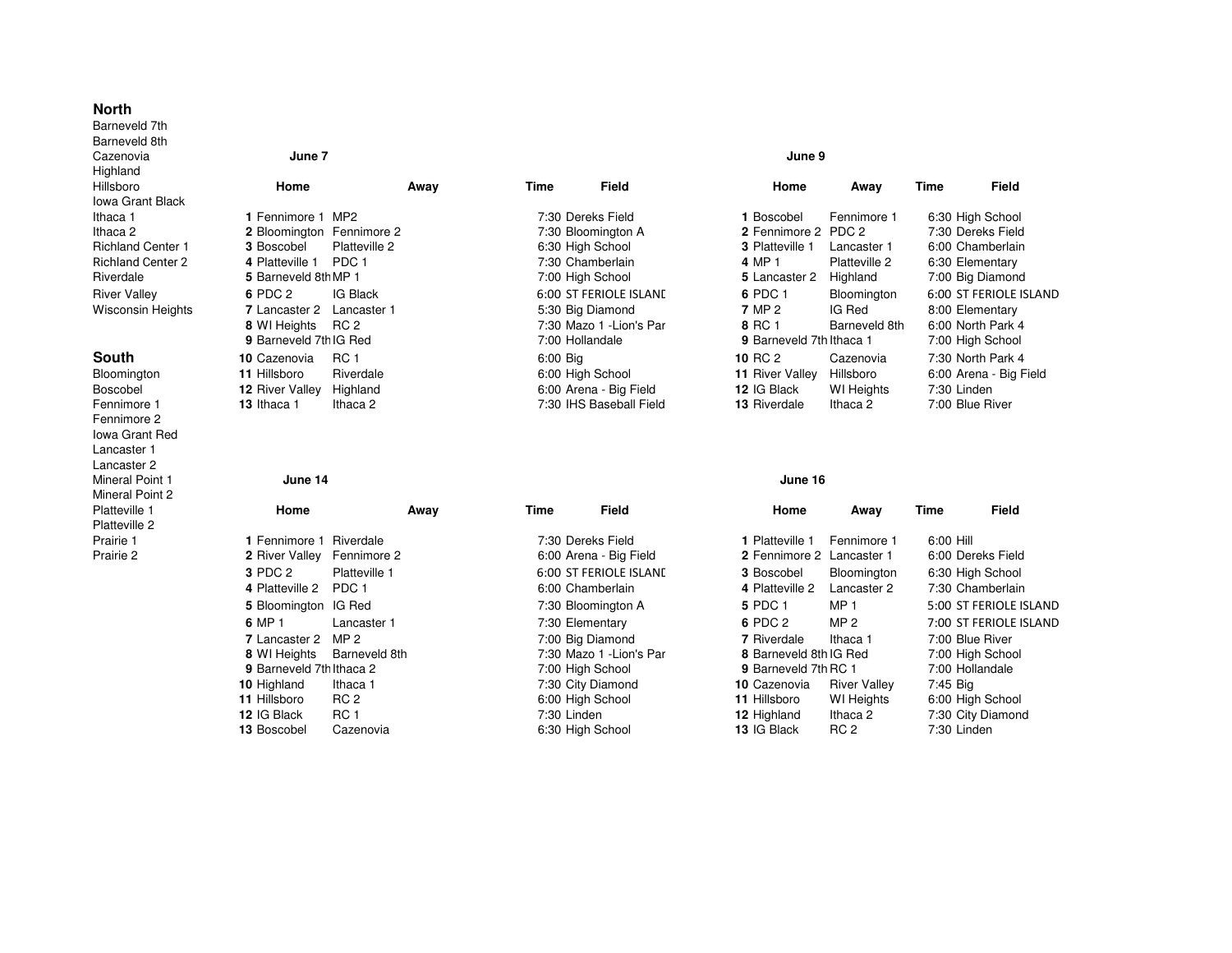## North

- Barneveld 7th
- Barneveld 8th
- Cazenovia
- Highland
- Hillsboro
- Iowa Grant Black
- Ithaca 1
- Ithaca 2
- Richland Center 1
- Richland Center 2
- Riverdale
- River Valley
- Wisconsin Heights

## South

- Bloomington
- Boscobel
- Fennimore 1
- Fennimore 2
- Iowa Grant Red
- Lancaster 1
- Lancaster 2
- Mineral Point 1
- Mineral Point 2
- Platteville 1
- Platteville 2
- Prairie 1
- Prairie 2

### June 7

| | Home | Away | Time | Field |
|---|---|---|---|---|
| 1 | Fennimore 1 | MP2 | 7:30 | Dereks Field |
| 2 | Bloomington | Fennimore 2 | 7:30 | Bloomington A |
| 3 | Boscobel | Platteville 2 | 6:30 | High School |
| 4 | Platteville 1 | PDC 1 | 7:30 | Chamberlain |
| 5 | Barneveld 8th | MP 1 | 7:00 | High School |
| 6 | PDC 2 | IG Black | 6:00 | ST FERIOLE ISLANI |
| 7 | Lancaster 2 | Lancaster 1 | 5:30 | Big Diamond |
| 8 | WI Heights | RC 2 | 7:30 | Mazo 1 -Lion's Par |
| 9 | Barneveld 7th | IG Red | 7:00 | Hollandale |
| 10 | Cazenovia | RC 1 | 6:00 | Big |
| 11 | Hillsboro | Riverdale | 6:00 | High School |
| 12 | River Valley | Highland | 6:00 | Arena - Big Field |
| 13 | Ithaca 1 | Ithaca 2 | 7:30 | IHS Baseball Field |

### June 9

| | Home | Away | Time | Field |
|---|---|---|---|---|
| 1 | Boscobel | Fennimore 1 | 6:30 | High School |
| 2 | Fennimore 2 | PDC 2 | 7:30 | Dereks Field |
| 3 | Platteville 1 | Lancaster 1 | 6:00 | Chamberlain |
| 4 | MP 1 | Platteville 2 | 6:30 | Elementary |
| 5 | Lancaster 2 | Highland | 7:00 | Big Diamond |
| 6 | PDC 1 | Bloomington | 6:00 | ST FERIOLE ISLAND |
| 7 | MP 2 | IG Red | 8:00 | Elementary |
| 8 | RC 1 | Barneveld 8th | 6:00 | North Park 4 |
| 9 | Barneveld 7th | Ithaca 1 | 7:00 | High School |
| 10 | RC 2 | Cazenovia | 7:30 | North Park 4 |
| 11 | River Valley | Hillsboro | 6:00 | Arena - Big Field |
| 12 | IG Black | WI Heights | 7:30 | Linden |
| 13 | Riverdale | Ithaca 2 | 7:00 | Blue River |

### June 14

| | Home | Away | Time | Field |
|---|---|---|---|---|
| 1 | Fennimore 1 | Riverdale | 7:30 | Dereks Field |
| 2 | River Valley | Fennimore 2 | 6:00 | Arena - Big Field |
| 3 | PDC 2 | Platteville 1 | 6:00 | ST FERIOLE ISLANI |
| 4 | Platteville 2 | PDC 1 | 6:00 | Chamberlain |
| 5 | Bloomington | IG Red | 7:30 | Bloomington A |
| 6 | MP 1 | Lancaster 1 | 7:30 | Elementary |
| 7 | Lancaster 2 | MP 2 | 7:00 | Big Diamond |
| 8 | WI Heights | Barneveld 8th | 7:30 | Mazo 1 -Lion's Par |
| 9 | Barneveld 7th | Ithaca 2 | 7:00 | High School |
| 10 | Highland | Ithaca 1 | 7:30 | City Diamond |
| 11 | Hillsboro | RC 2 | 6:00 | High School |
| 12 | IG Black | RC 1 | 7:30 | Linden |
| 13 | Boscobel | Cazenovia | 6:30 | High School |

### June 16

| | Home | Away | Time | Field |
|---|---|---|---|---|
| 1 | Platteville 1 | Fennimore 1 | 6:00 | Hill |
| 2 | Fennimore 2 | Lancaster 1 | 6:00 | Dereks Field |
| 3 | Boscobel | Bloomington | 6:30 | High School |
| 4 | Platteville 2 | Lancaster 2 | 7:30 | Chamberlain |
| 5 | PDC 1 | MP 1 | 5:00 | ST FERIOLE ISLAND |
| 6 | PDC 2 | MP 2 | 7:00 | ST FERIOLE ISLAND |
| 7 | Riverdale | Ithaca 1 | 7:00 | Blue River |
| 8 | Barneveld 8th | IG Red | 7:00 | High School |
| 9 | Barneveld 7th | RC 1 | 7:00 | Hollandale |
| 10 | Cazenovia | River Valley | 7:45 | Big |
| 11 | Hillsboro | WI Heights | 6:00 | High School |
| 12 | Highland | Ithaca 2 | 7:30 | City Diamond |
| 13 | IG Black | RC 2 | 7:30 | Linden |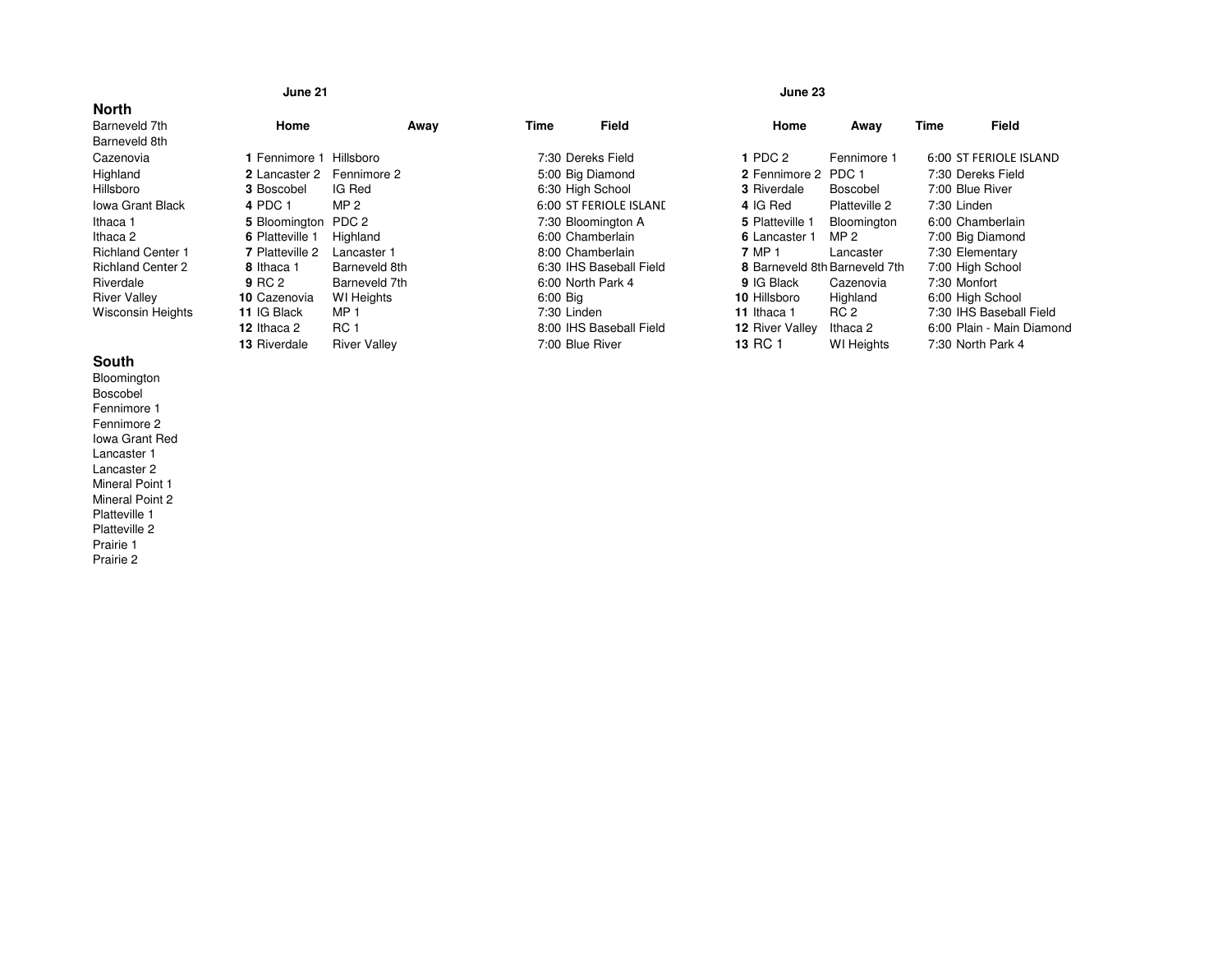## North

Barneveld 7th
Barneveld 8th
Cazenovia
Highland
Hillsboro
Iowa Grant Black
Ithaca 1
Ithaca 2
Richland Center 1
Richland Center 2
Riverdale
River Valley
Wisconsin Heights

## South

Bloomington
Boscobel
Fennimore 1
Fennimore 2
Iowa Grant Red
Lancaster 1
Lancaster 2
Mineral Point 1
Mineral Point 2
Platteville 1
Platteville 2
Prairie 1
Prairie 2

**June 21**

| | Home | Away | Time | Field |
|---|---|---|---|---|
| **1** | Fennimore 1 | Hillsboro | 7:30 | Dereks Field |
| **2** | Lancaster 2 | Fennimore 2 | 5:00 | Big Diamond |
| **3** | Boscobel | IG Red | 6:30 | High School |
| **4** | PDC 1 | MP 2 | 6:00 | ST FERIOLE ISLAND |
| **5** | Bloomington | PDC 2 | 7:30 | Bloomington A |
| **6** | Platteville 1 | Highland | 6:00 | Chamberlain |
| **7** | Platteville 2 | Lancaster 1 | 8:00 | Chamberlain |
| **8** | Ithaca 1 | Barneveld 8th | 6:30 | IHS Baseball Field |
| **9** | RC 2 | Barneveld 7th | 6:00 | North Park 4 |
| **10** | Cazenovia | WI Heights | 6:00 | Big |
| **11** | IG Black | MP 1 | 7:30 | Linden |
| **12** | Ithaca 2 | RC 1 | 8:00 | IHS Baseball Field |
| **13** | Riverdale | River Valley | 7:00 | Blue River |

**June 23**

| | Home | Away | Time | Field |
|---|---|---|---|---|
| **1** | PDC 2 | Fennimore 1 | 6:00 | ST FERIOLE ISLAND |
| **2** | Fennimore 2 | PDC 1 | 7:30 | Dereks Field |
| **3** | Riverdale | Boscobel | 7:00 | Blue River |
| **4** | IG Red | Platteville 2 | 7:30 | Linden |
| **5** | Platteville 1 | Bloomington | 6:00 | Chamberlain |
| **6** | Lancaster 1 | MP 2 | 7:00 | Big Diamond |
| **7** | MP 1 | Lancaster | 7:30 | Elementary |
| **8** | Barneveld 8th | Barneveld 7th | 7:00 | High School |
| **9** | IG Black | Cazenovia | 7:30 | Monfort |
| **10** | Hillsboro | Highland | 6:00 | High School |
| **11** | Ithaca 1 | RC 2 | 7:30 | IHS Baseball Field |
| **12** | River Valley | Ithaca 2 | 6:00 | Plain - Main Diamond |
| **13** | RC 1 | WI Heights | 7:30 | North Park 4 |